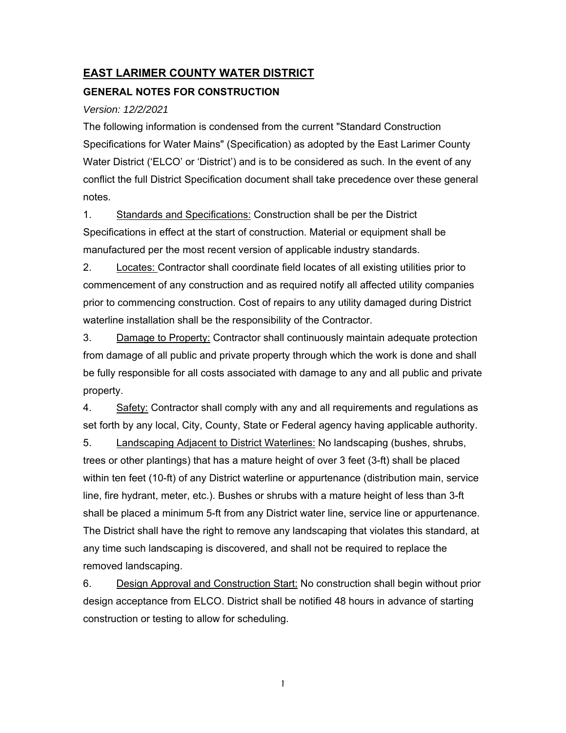# EAST LARIMER COUNTY WATER DISTRICT

## GENERAL NOTES FOR CONSTRUCTION

*Version: 12/2/2021*

The following information is condensed from the current "Standard Construction Specifications for Water Mains" (Specification) as adopted by the East Larimer County Water District ('ELCO' or 'District') and is to be considered as such. In the event of any conflict the full District Specification document shall take precedence over these general notes.

1. Standards and Specifications: Construction shall be per the District Specifications in effect at the start of construction. Material or equipment shall be manufactured per the most recent version of applicable industry standards.

2. Locates: Contractor shall coordinate field locates of all existing utilities prior to commencement of any construction and as required notify all affected utility companies prior to commencing construction. Cost of repairs to any utility damaged during District waterline installation shall be the responsibility of the Contractor.

3. Damage to Property: Contractor shall continuously maintain adequate protection from damage of all public and private property through which the work is done and shall be fully responsible for all costs associated with damage to any and all public and private property.

4. Safety: Contractor shall comply with any and all requirements and regulations as set forth by any local, City, County, State or Federal agency having applicable authority.

5. Landscaping Adjacent to District Waterlines: No landscaping (bushes, shrubs, trees or other plantings) that has a mature height of over 3 feet (3-ft) shall be placed within ten feet (10-ft) of any District waterline or appurtenance (distribution main, service line, fire hydrant, meter, etc.). Bushes or shrubs with a mature height of less than 3-ft shall be placed a minimum 5-ft from any District water line, service line or appurtenance. The District shall have the right to remove any landscaping that violates this standard, at any time such landscaping is discovered, and shall not be required to replace the removed landscaping.

6. Design Approval and Construction Start: No construction shall begin without prior design acceptance from ELCO. District shall be notified 48 hours in advance of starting construction or testing to allow for scheduling.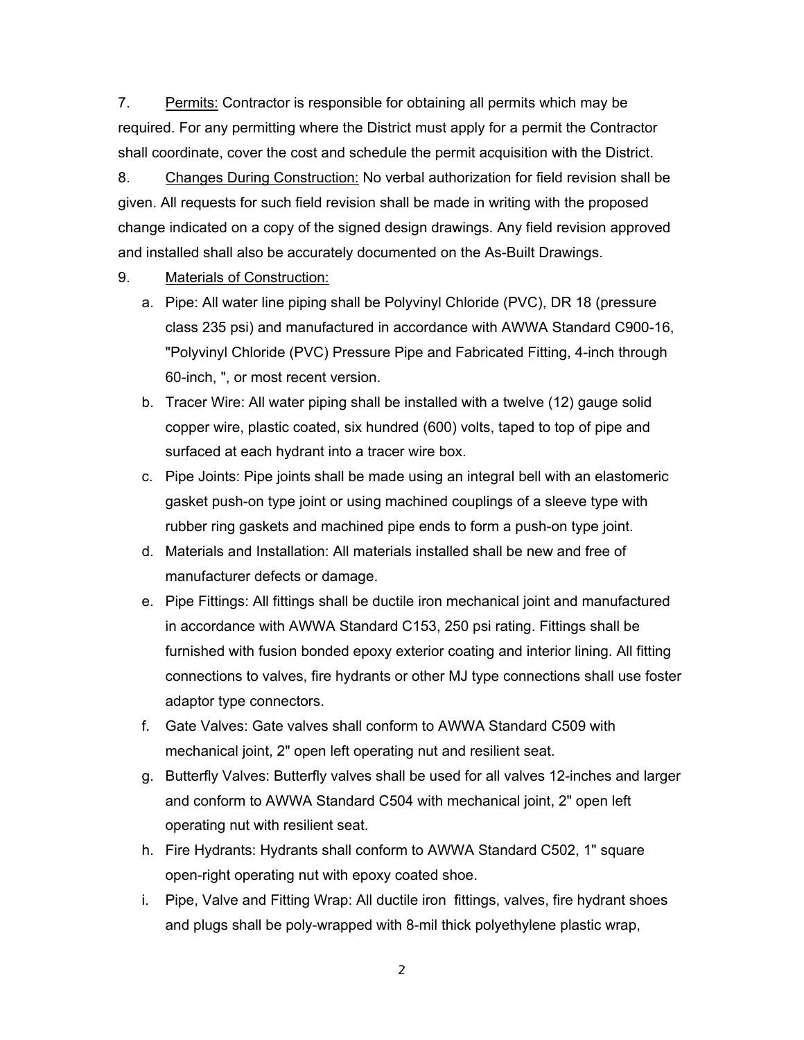7. <u>Permits:</u> Contractor is responsible for obtaining all permits which may be required. For any permitting where the District must apply for a permit the Contractor shall coordinate, cover the cost and schedule the permit acquisition with the District.

8. <u>Changes During Construction:</u> No verbal authorization for field revision shall be given. All requests for such field revision shall be made in writing with the proposed change indicated on a copy of the signed design drawings. Any field revision approved and installed shall also be accurately documented on the As-Built Drawings.

9. <u>Materials of Construction:</u>

   a. Pipe: All water line piping shall be Polyvinyl Chloride (PVC), DR 18 (pressure class 235 psi) and manufactured in accordance with AWWA Standard C900-16, "Polyvinyl Chloride (PVC) Pressure Pipe and Fabricated Fitting, 4-inch through 60-inch, ", or most recent version.

   b. Tracer Wire: All water piping shall be installed with a twelve (12) gauge solid copper wire, plastic coated, six hundred (600) volts, taped to top of pipe and surfaced at each hydrant into a tracer wire box.

   c. Pipe Joints: Pipe joints shall be made using an integral bell with an elastomeric gasket push-on type joint or using machined couplings of a sleeve type with rubber ring gaskets and machined pipe ends to form a push-on type joint.

   d. Materials and Installation: All materials installed shall be new and free of manufacturer defects or damage.

   e. Pipe Fittings: All fittings shall be ductile iron mechanical joint and manufactured in accordance with AWWA Standard C153, 250 psi rating. Fittings shall be furnished with fusion bonded epoxy exterior coating and interior lining. All fitting connections to valves, fire hydrants or other MJ type connections shall use foster adaptor type connectors.

   f. Gate Valves: Gate valves shall conform to AWWA Standard C509 with mechanical joint, 2" open left operating nut and resilient seat.

   g. Butterfly Valves: Butterfly valves shall be used for all valves 12-inches and larger and conform to AWWA Standard C504 with mechanical joint, 2" open left operating nut with resilient seat.

   h. Fire Hydrants: Hydrants shall conform to AWWA Standard C502, 1" square open-right operating nut with epoxy coated shoe.

   i. Pipe, Valve and Fitting Wrap: All ductile iron fittings, valves, fire hydrant shoes and plugs shall be poly-wrapped with 8-mil thick polyethylene plastic wrap,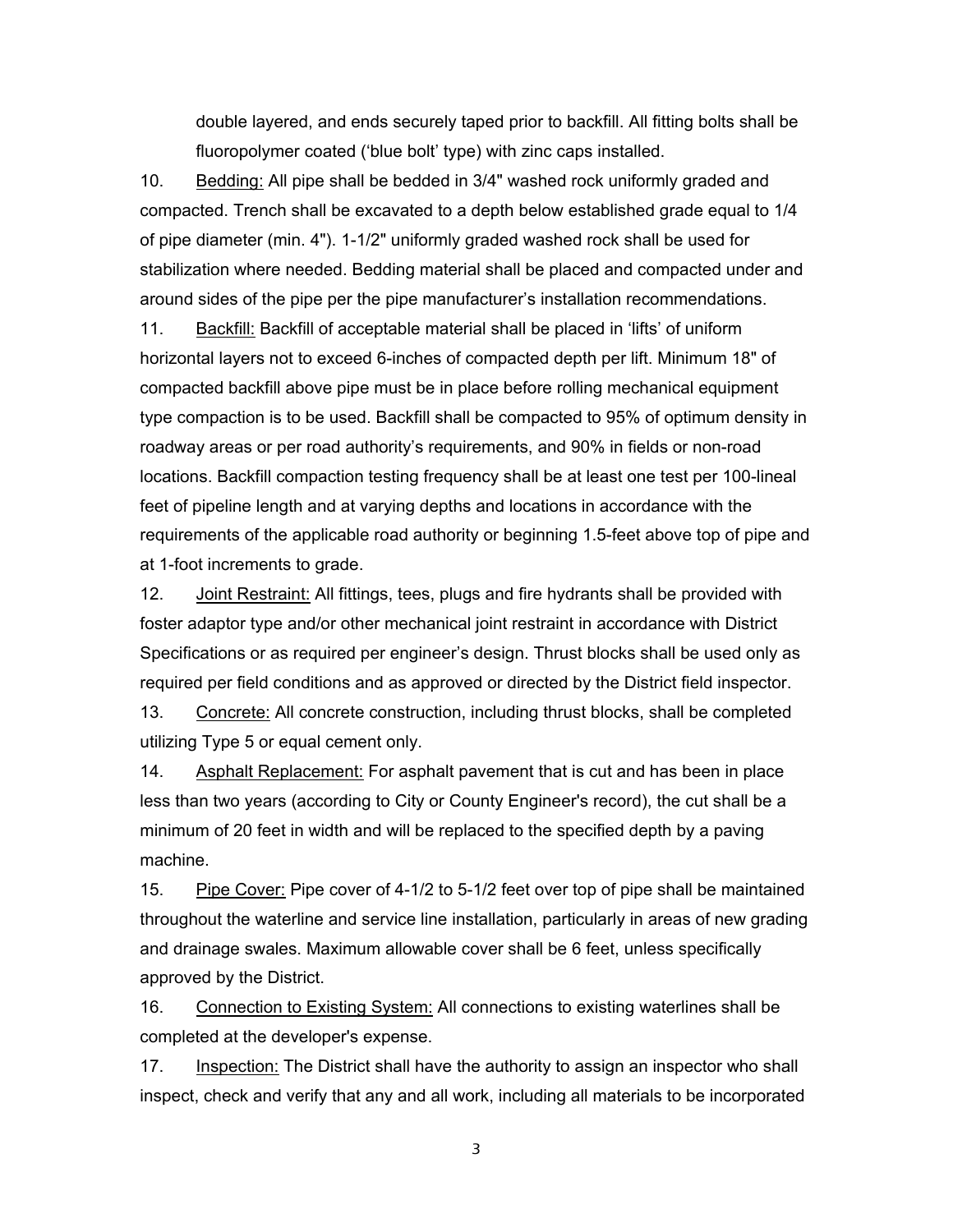double layered, and ends securely taped prior to backfill. All fitting bolts shall be fluoropolymer coated ('blue bolt' type) with zinc caps installed.

10. Bedding: All pipe shall be bedded in 3/4" washed rock uniformly graded and compacted. Trench shall be excavated to a depth below established grade equal to 1/4 of pipe diameter (min. 4"). 1-1/2" uniformly graded washed rock shall be used for stabilization where needed. Bedding material shall be placed and compacted under and around sides of the pipe per the pipe manufacturer's installation recommendations.

11. Backfill: Backfill of acceptable material shall be placed in 'lifts' of uniform horizontal layers not to exceed 6-inches of compacted depth per lift. Minimum 18" of compacted backfill above pipe must be in place before rolling mechanical equipment type compaction is to be used. Backfill shall be compacted to 95% of optimum density in roadway areas or per road authority's requirements, and 90% in fields or non-road locations. Backfill compaction testing frequency shall be at least one test per 100-lineal feet of pipeline length and at varying depths and locations in accordance with the requirements of the applicable road authority or beginning 1.5-feet above top of pipe and at 1-foot increments to grade.

12. Joint Restraint: All fittings, tees, plugs and fire hydrants shall be provided with foster adaptor type and/or other mechanical joint restraint in accordance with District Specifications or as required per engineer's design. Thrust blocks shall be used only as required per field conditions and as approved or directed by the District field inspector.

13. Concrete: All concrete construction, including thrust blocks, shall be completed utilizing Type 5 or equal cement only.

14. Asphalt Replacement: For asphalt pavement that is cut and has been in place less than two years (according to City or County Engineer's record), the cut shall be a minimum of 20 feet in width and will be replaced to the specified depth by a paving machine.

15. Pipe Cover: Pipe cover of 4-1/2 to 5-1/2 feet over top of pipe shall be maintained throughout the waterline and service line installation, particularly in areas of new grading and drainage swales. Maximum allowable cover shall be 6 feet, unless specifically approved by the District.

16. Connection to Existing System: All connections to existing waterlines shall be completed at the developer's expense.

17. Inspection: The District shall have the authority to assign an inspector who shall inspect, check and verify that any and all work, including all materials to be incorporated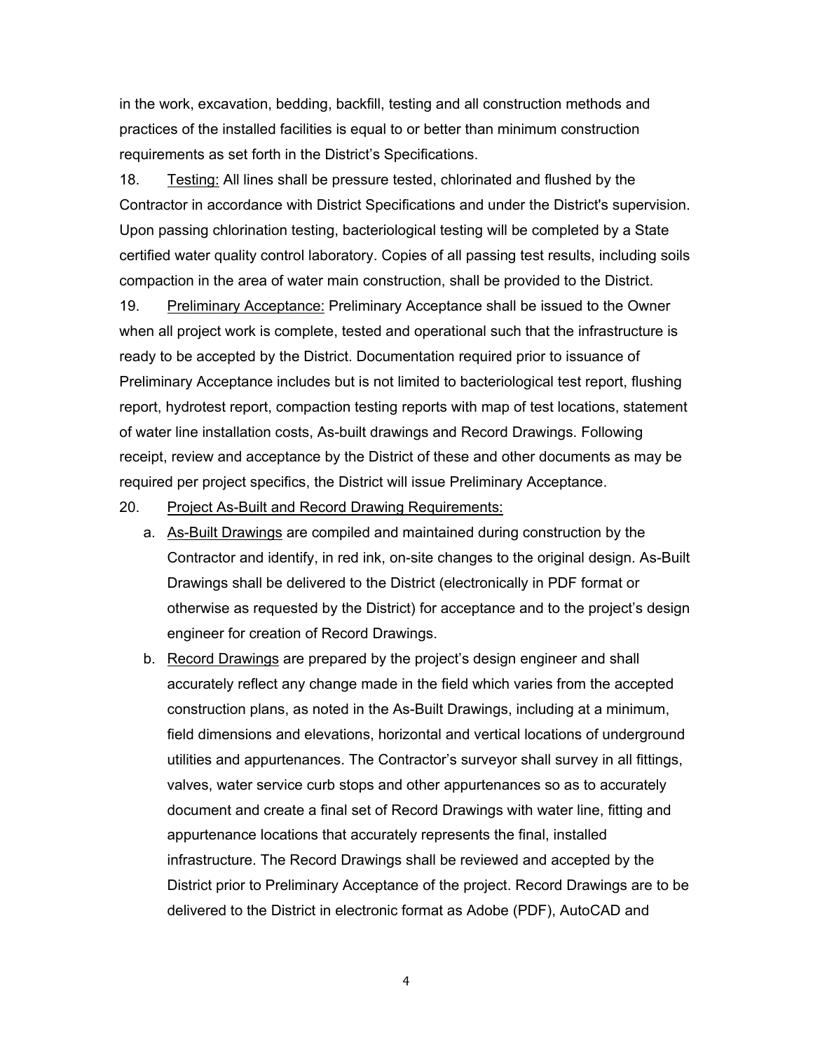in the work, excavation, bedding, backfill, testing and all construction methods and practices of the installed facilities is equal to or better than minimum construction requirements as set forth in the District's Specifications.

18. <u>Testing:</u> All lines shall be pressure tested, chlorinated and flushed by the Contractor in accordance with District Specifications and under the District's supervision. Upon passing chlorination testing, bacteriological testing will be completed by a State certified water quality control laboratory. Copies of all passing test results, including soils compaction in the area of water main construction, shall be provided to the District.

19. <u>Preliminary Acceptance:</u> Preliminary Acceptance shall be issued to the Owner when all project work is complete, tested and operational such that the infrastructure is ready to be accepted by the District. Documentation required prior to issuance of Preliminary Acceptance includes but is not limited to bacteriological test report, flushing report, hydrotest report, compaction testing reports with map of test locations, statement of water line installation costs, As-built drawings and Record Drawings. Following receipt, review and acceptance by the District of these and other documents as may be required per project specifics, the District will issue Preliminary Acceptance.

20. <u>Project As-Built and Record Drawing Requirements:</u>

    a. <u>As-Built Drawings</u> are compiled and maintained during construction by the Contractor and identify, in red ink, on-site changes to the original design. As-Built Drawings shall be delivered to the District (electronically in PDF format or otherwise as requested by the District) for acceptance and to the project's design engineer for creation of Record Drawings.

    b. <u>Record Drawings</u> are prepared by the project's design engineer and shall accurately reflect any change made in the field which varies from the accepted construction plans, as noted in the As-Built Drawings, including at a minimum, field dimensions and elevations, horizontal and vertical locations of underground utilities and appurtenances. The Contractor's surveyor shall survey in all fittings, valves, water service curb stops and other appurtenances so as to accurately document and create a final set of Record Drawings with water line, fitting and appurtenance locations that accurately represents the final, installed infrastructure. The Record Drawings shall be reviewed and accepted by the District prior to Preliminary Acceptance of the project. Record Drawings are to be delivered to the District in electronic format as Adobe (PDF), AutoCAD and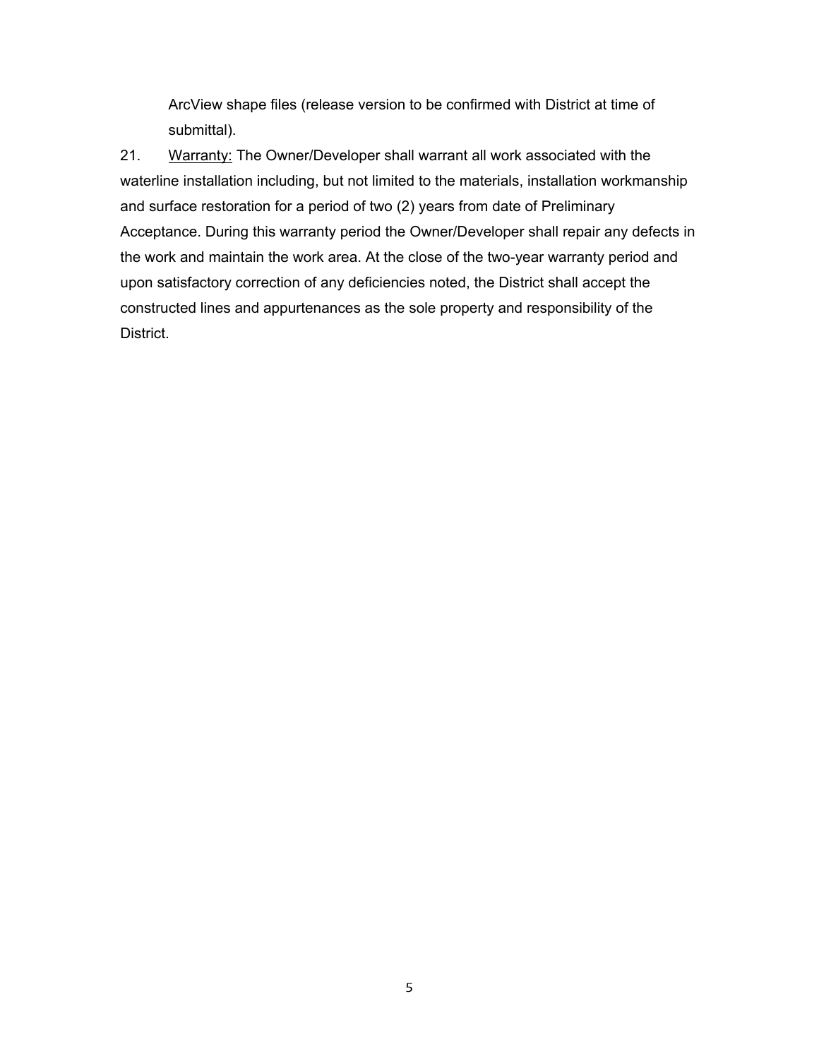ArcView shape files (release version to be confirmed with District at time of submittal).

21. Warranty: The Owner/Developer shall warrant all work associated with the waterline installation including, but not limited to the materials, installation workmanship and surface restoration for a period of two (2) years from date of Preliminary Acceptance. During this warranty period the Owner/Developer shall repair any defects in the work and maintain the work area. At the close of the two-year warranty period and upon satisfactory correction of any deficiencies noted, the District shall accept the constructed lines and appurtenances as the sole property and responsibility of the District.